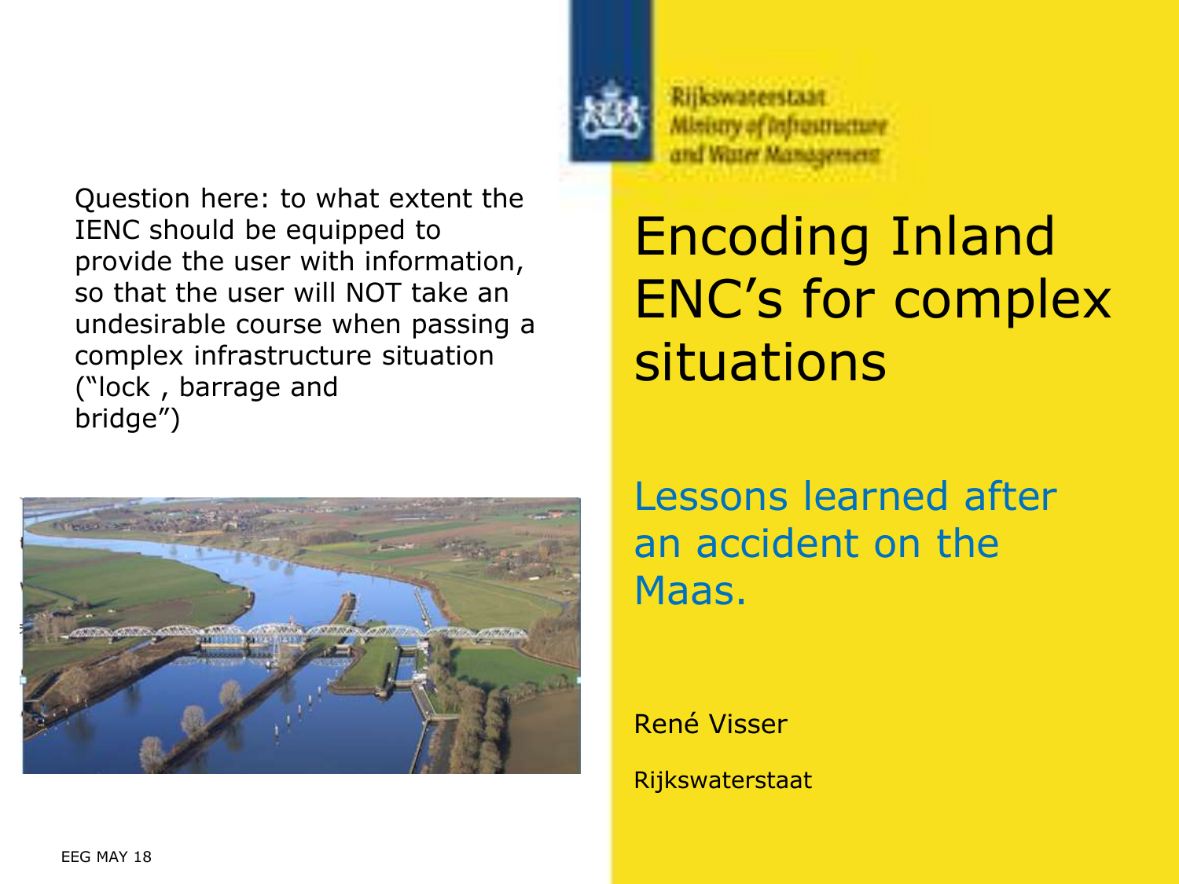Rijkswaterstaat
Ministry of Infrastructure
and Water Management

# Encoding Inland ENC's for complex situations

## Lessons learned after an accident on the Maas.

René Visser

Rijkswaterstaat

Question here: to what extent the IENC should be equipped to provide the user with information, so that the user will NOT take an undesirable course when passing a complex infrastructure situation ("lock , barrage and bridge")

EEG MAY 18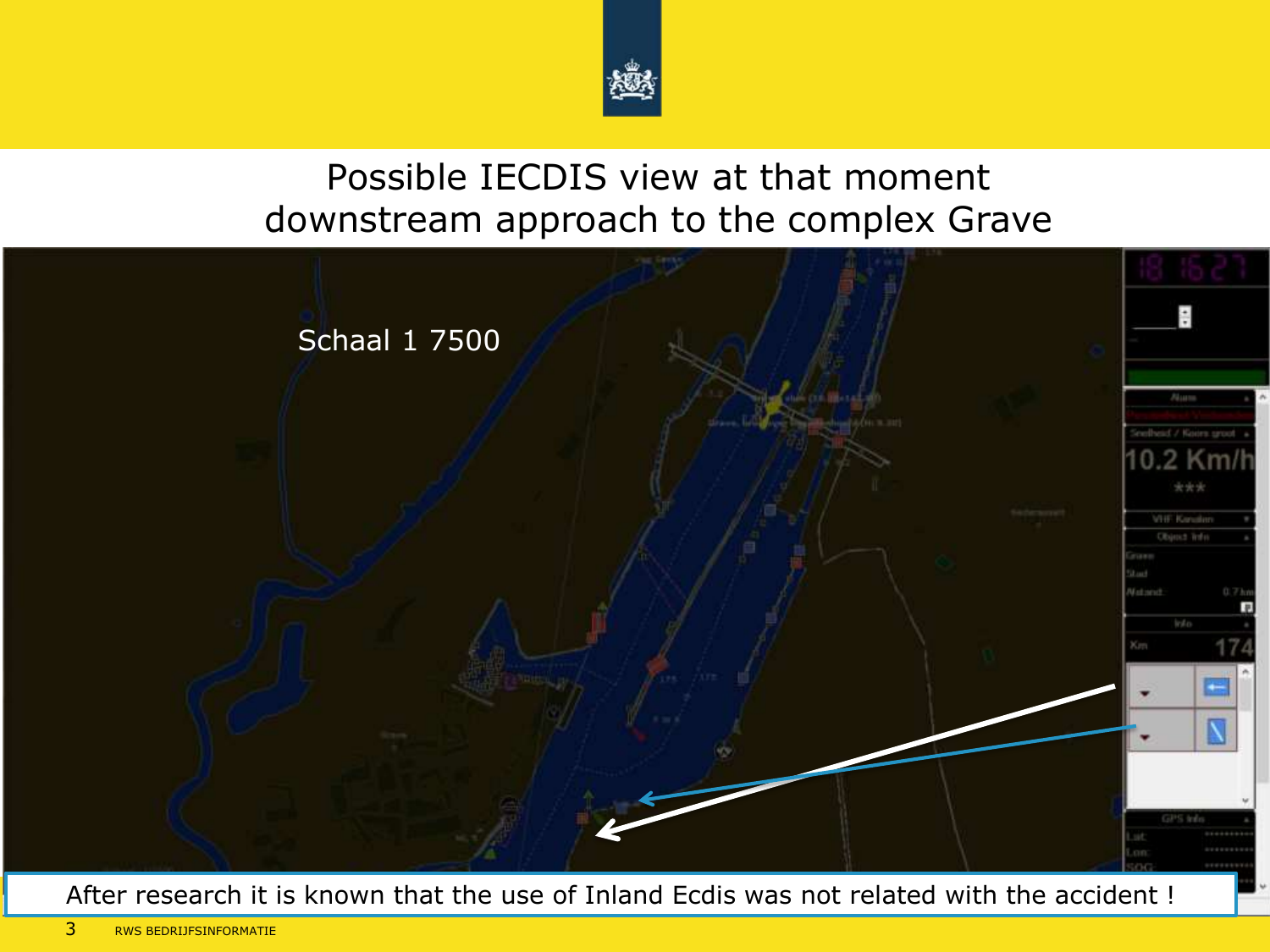# Possible IECDIS view at that moment downstream approach to the complex Grave

Schaal 1 7500

After research it is known that the use of Inland Ecdis was not related with the accident !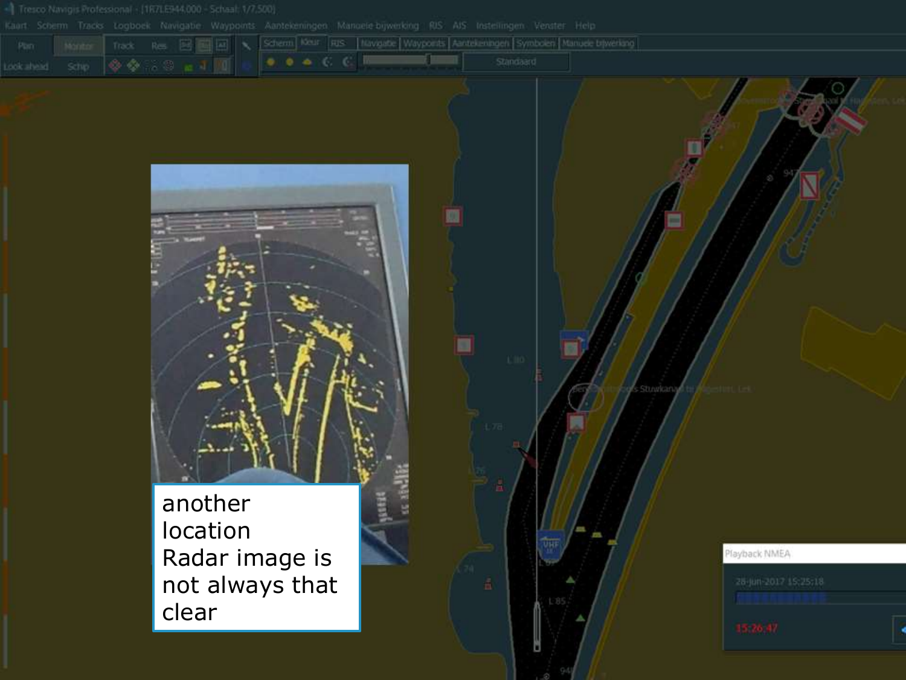another location
Radar image is not always that clear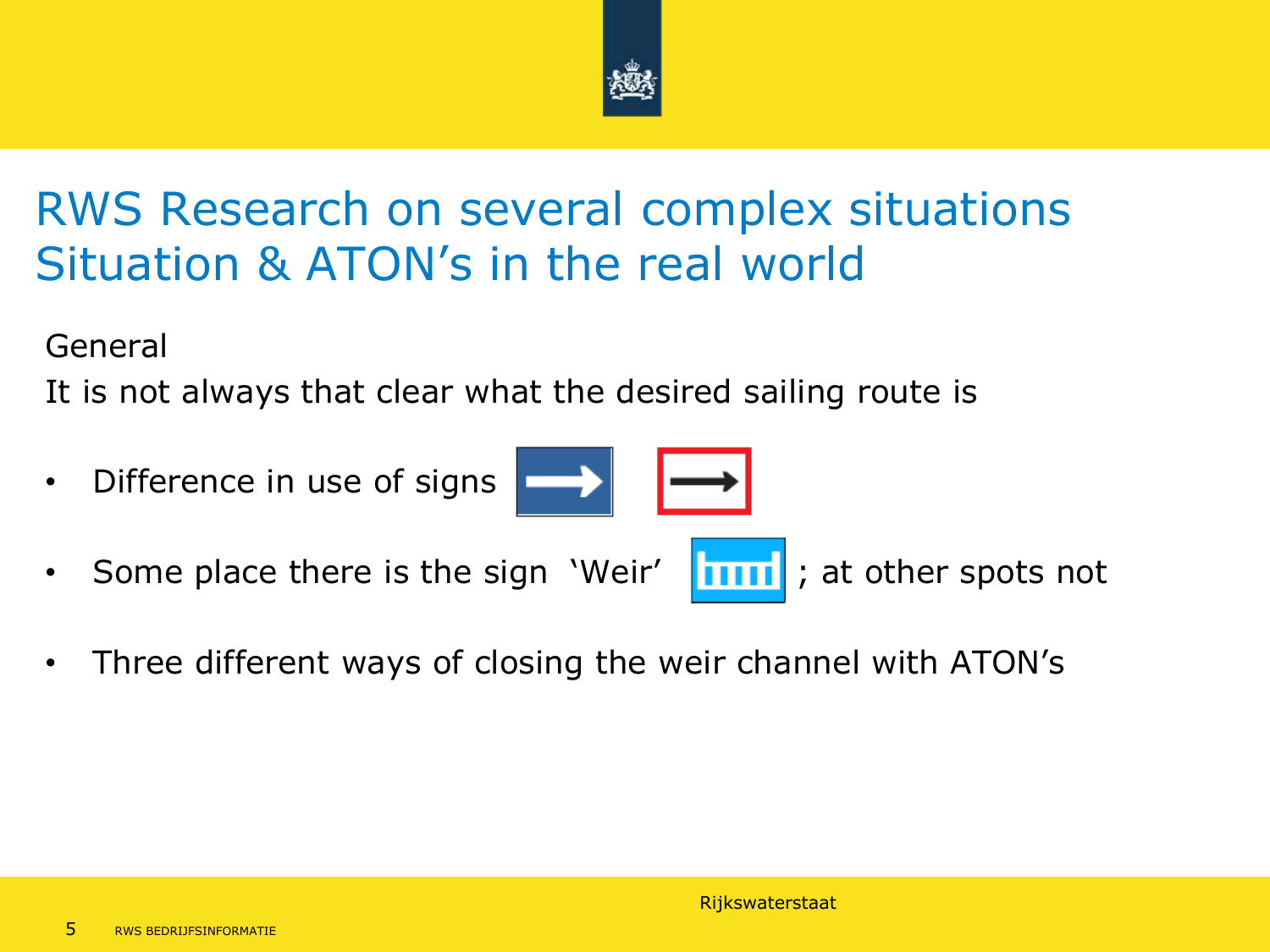# RWS Research on several complex situations
# Situation & ATON's in the real world

General

It is not always that clear what the desired sailing route is

- Difference in use of signs
- Some place there is the sign 'Weir' ; at other spots not
- Three different ways of closing the weir channel with ATON's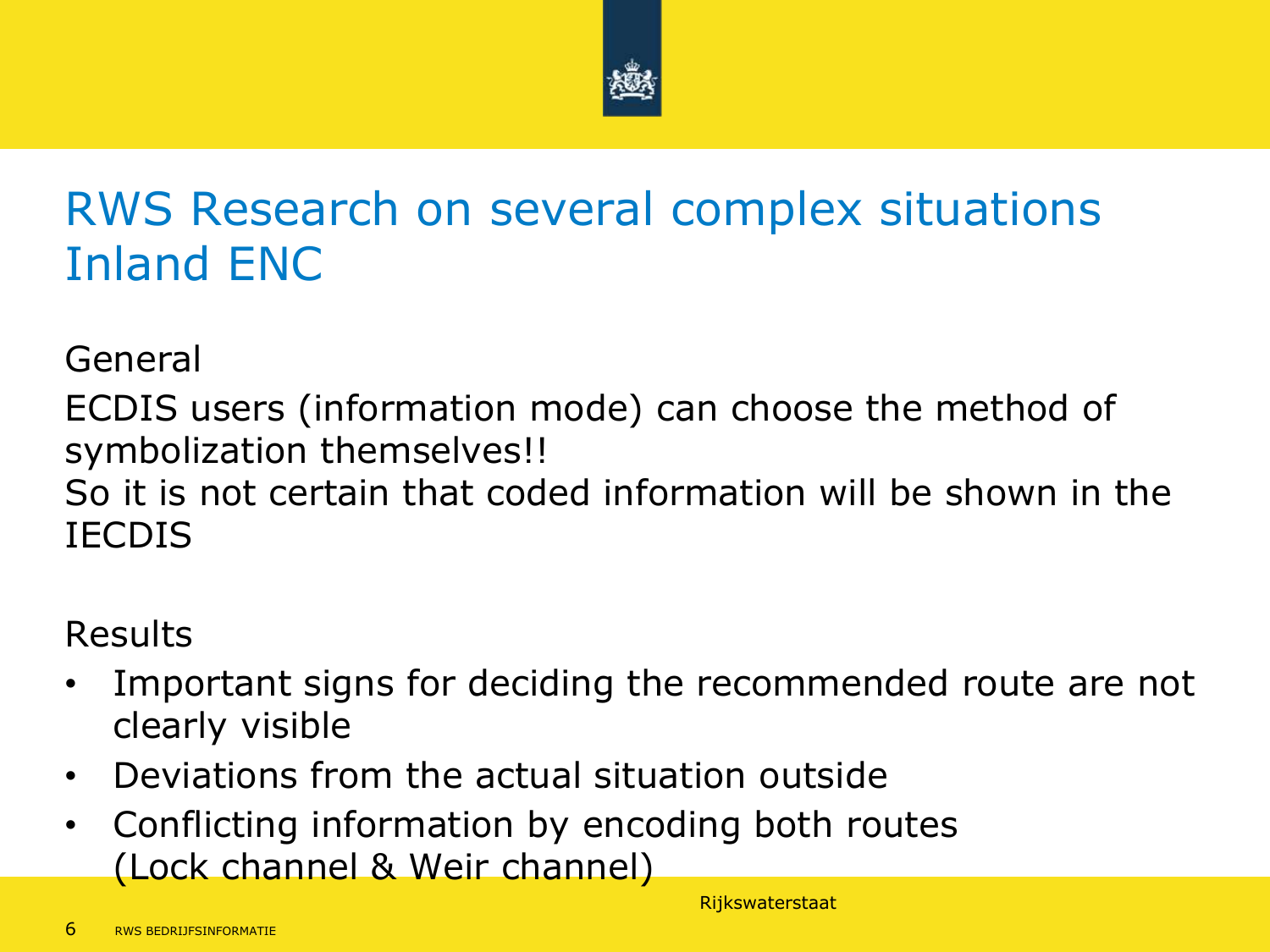# RWS Research on several complex situations Inland ENC

General

ECDIS users (information mode) can choose the method of symbolization themselves!!

So it is not certain that coded information will be shown in the IECDIS

Results

- Important signs for deciding the recommended route are not clearly visible
- Deviations from the actual situation outside
- Conflicting information by encoding both routes (Lock channel & Weir channel)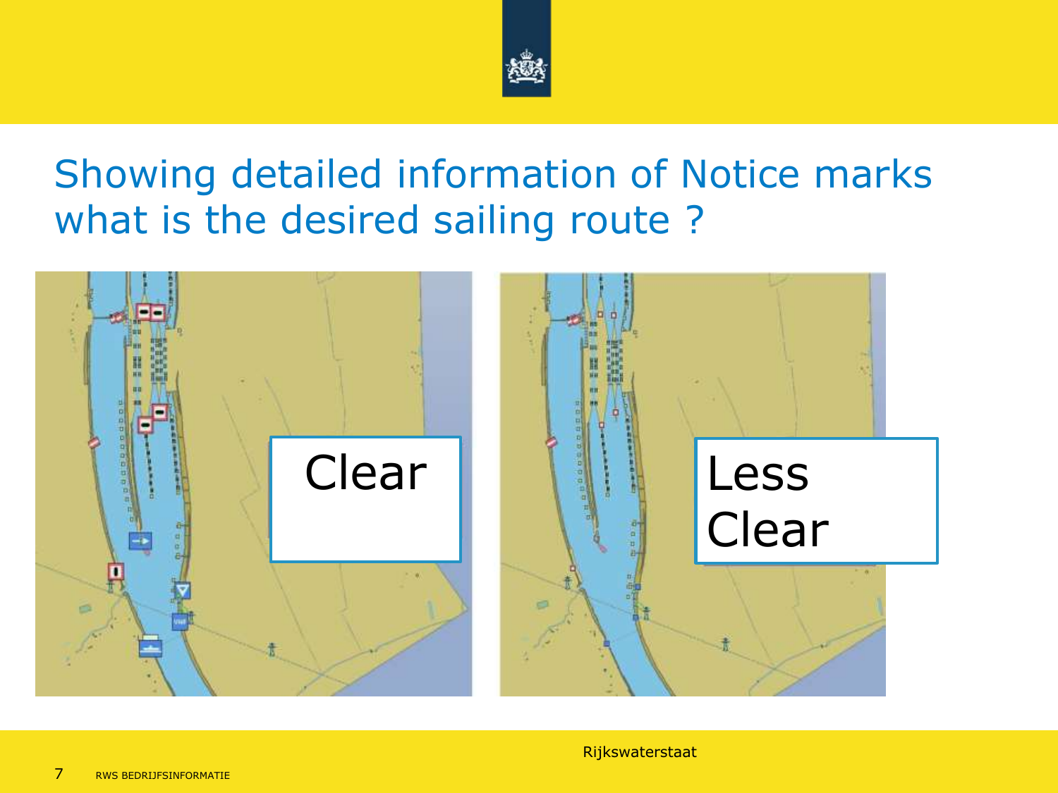# Showing detailed information of Notice marks what is the desired sailing route ?

Clear

Less Clear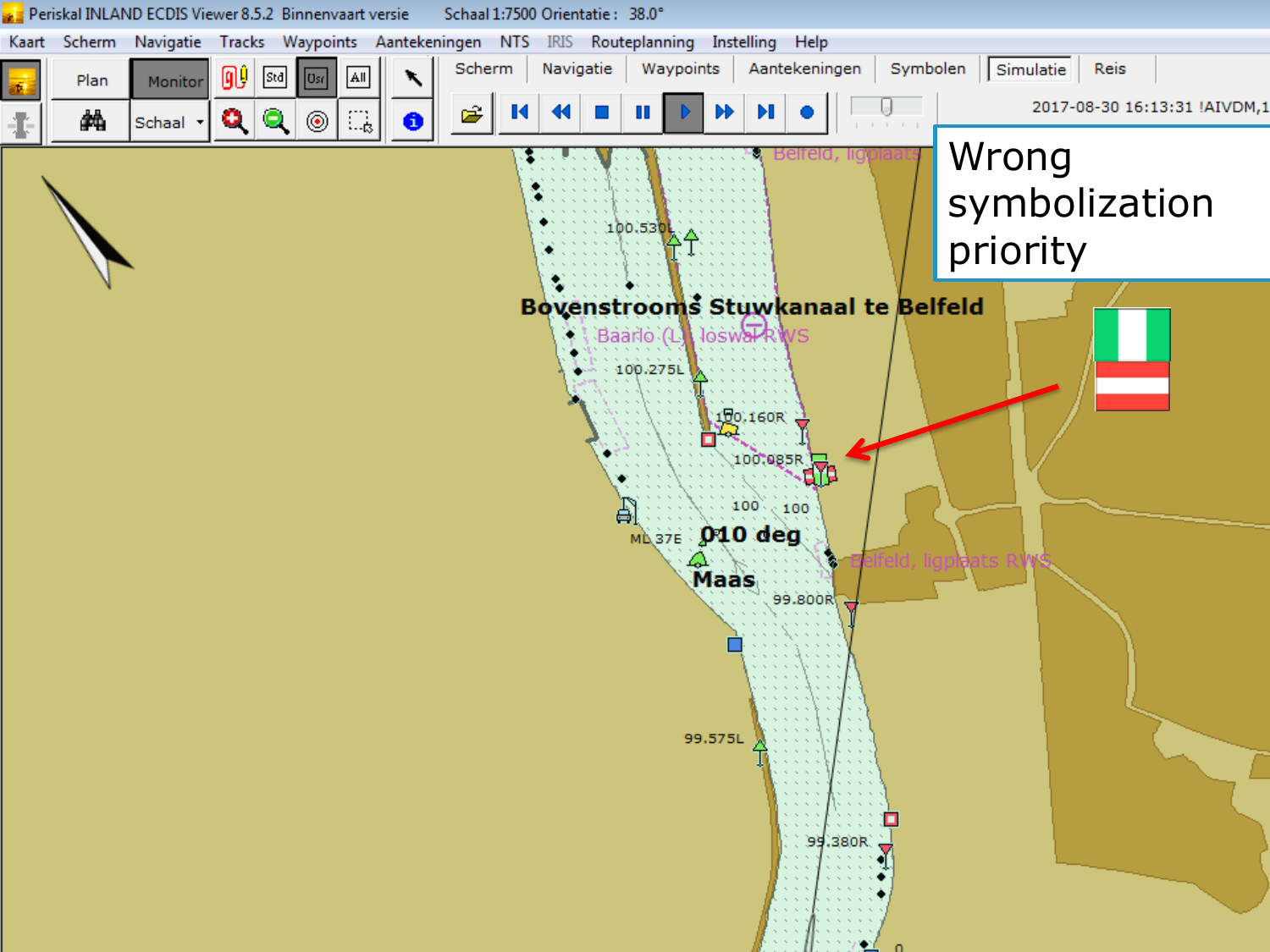Periskal INLAND ECDIS Viewer 8.5.2 Binnenvaart versie    Schaal 1:7500 Orientatie : 38.0°

Wrong symbolization priority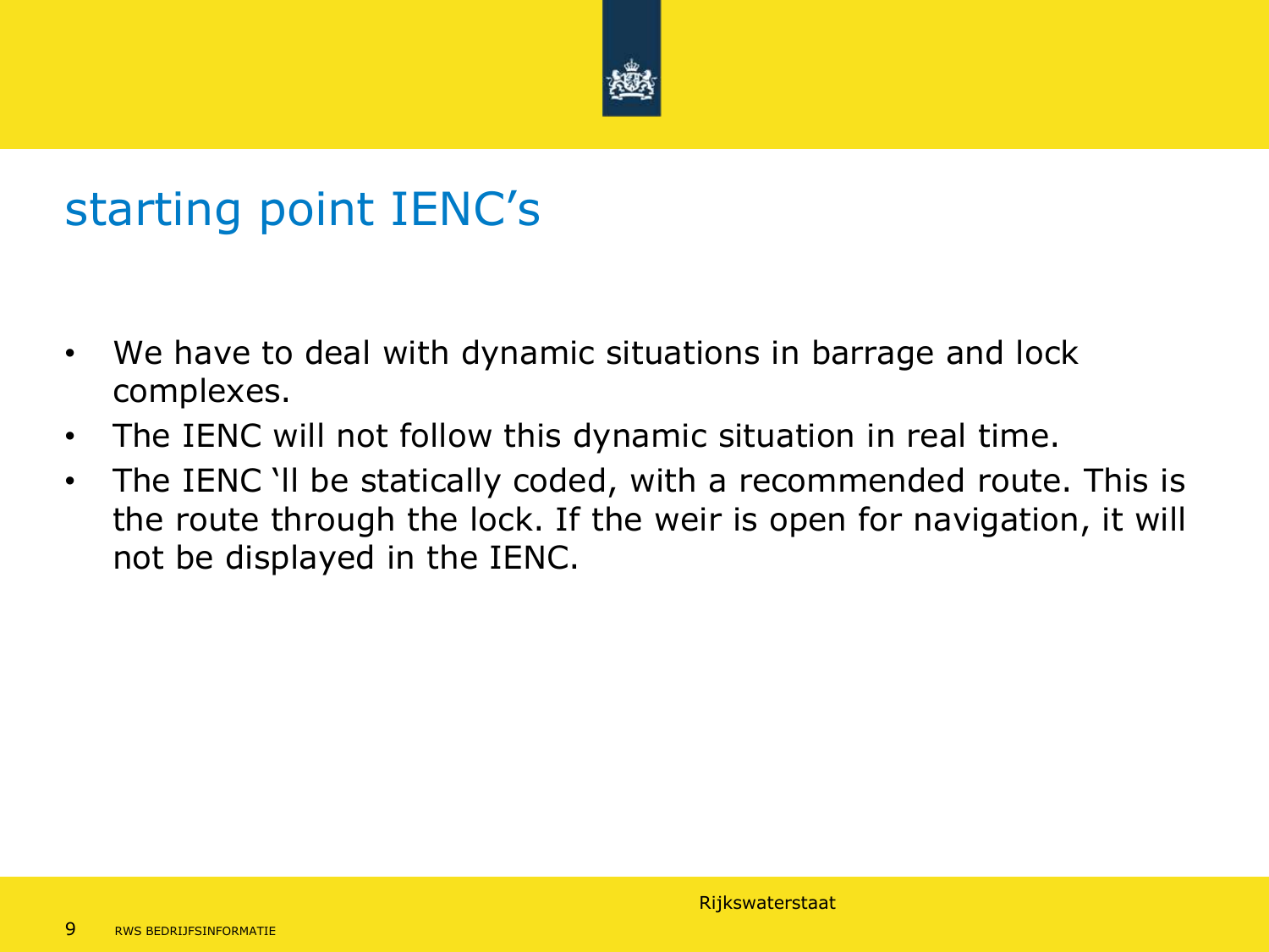# starting point IENC's

- We have to deal with dynamic situations in barrage and lock complexes.
- The IENC will not follow this dynamic situation in real time.
- The IENC 'll be statically coded, with a recommended route. This is the route through the lock. If the weir is open for navigation, it will not be displayed in the IENC.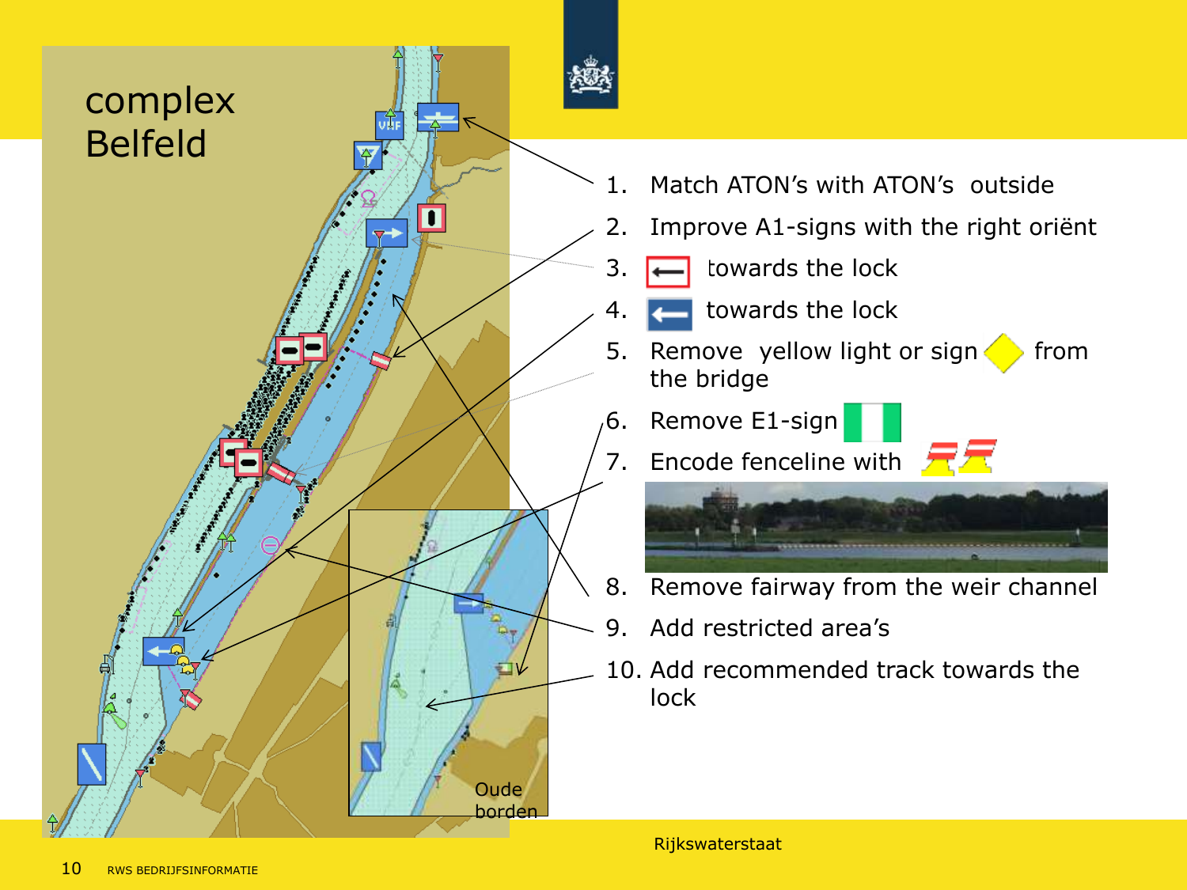# complex Belfeld

1. Match ATON's with ATON's outside
2. Improve A1-signs with the right oriënt
3. towards the lock
4. towards the lock
5. Remove yellow light or sign from the bridge
6. Remove E1-sign
7. Encode fenceline with
8. Remove fairway from the weir channel
9. Add restricted area's
10. Add recommended track towards the lock

Oude borden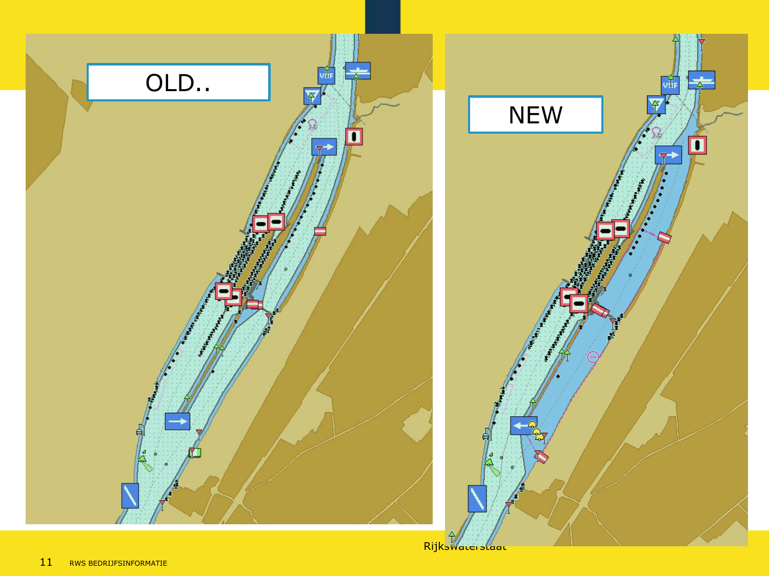OLD..

NEW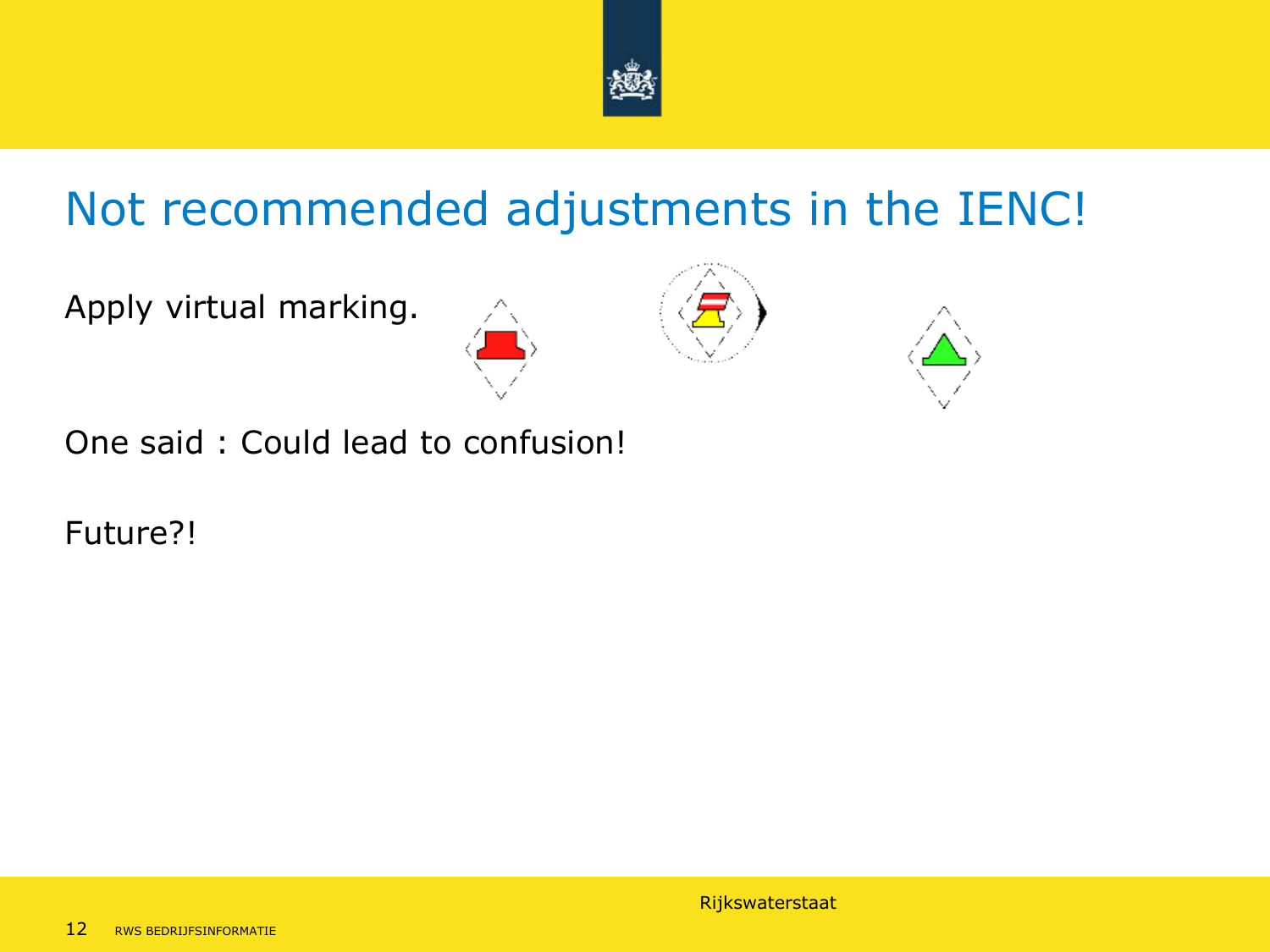# Not recommended adjustments in the IENC!

Apply virtual marking.

One said : Could lead to confusion!

Future?!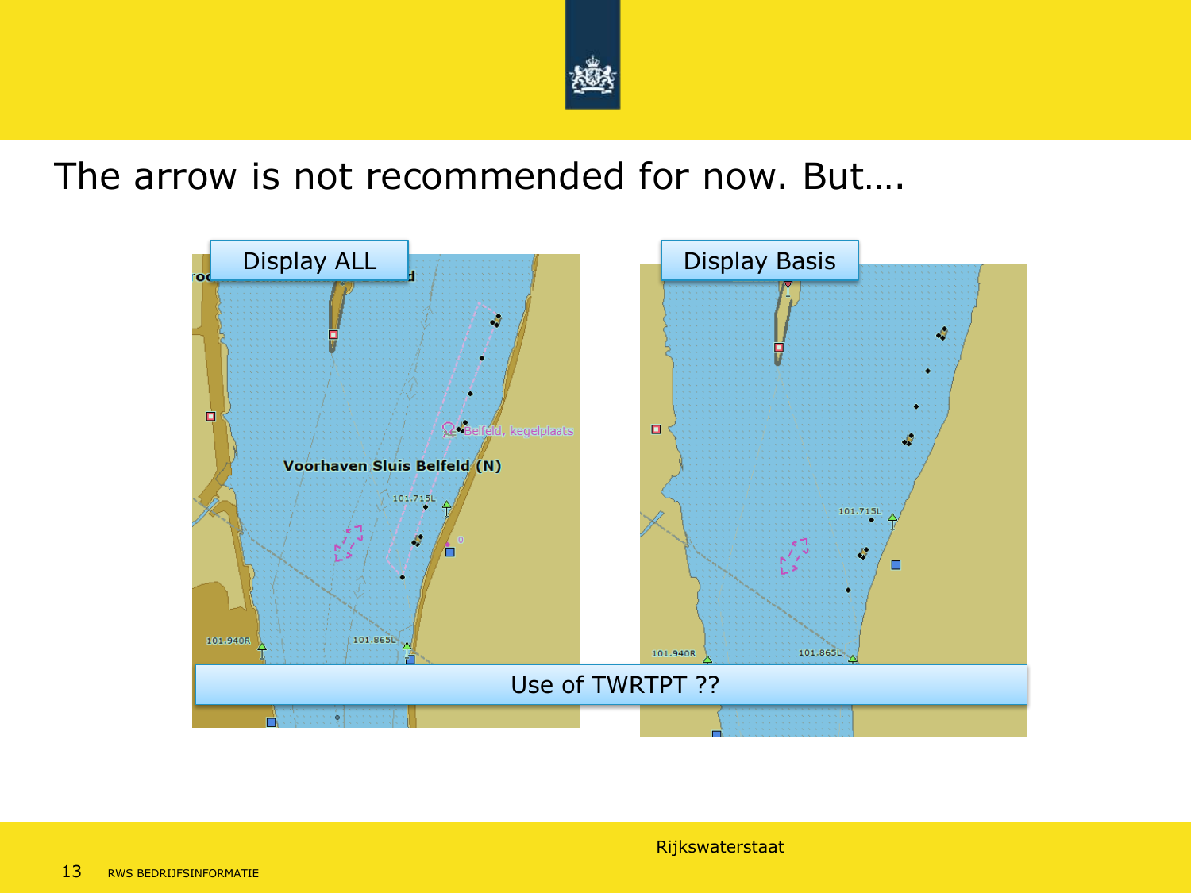# The arrow is not recommended for now. But….

Display ALL

Display Basis

Use of TWRTPT ??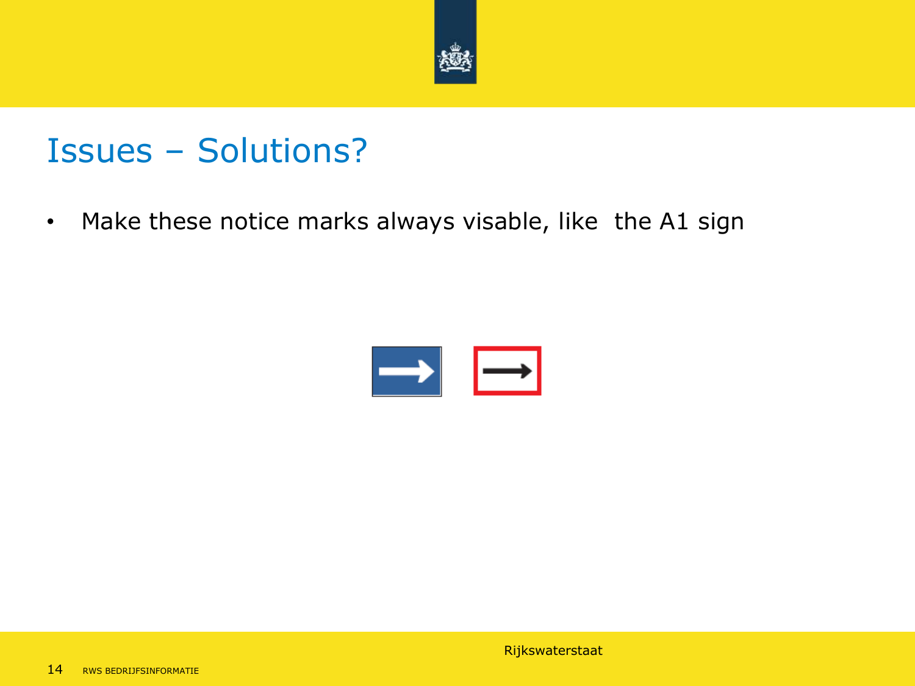# Issues – Solutions?

- Make these notice marks always visable, like  the A1 sign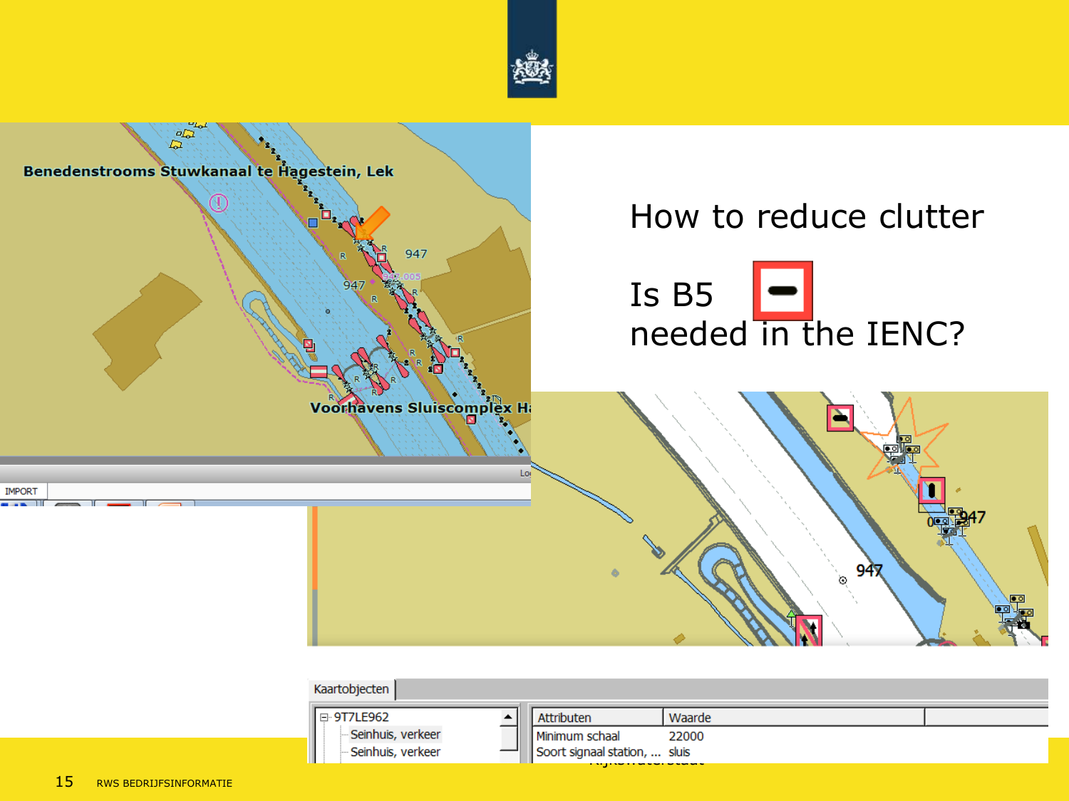# How to reduce clutter

Is B5 needed in the IENC?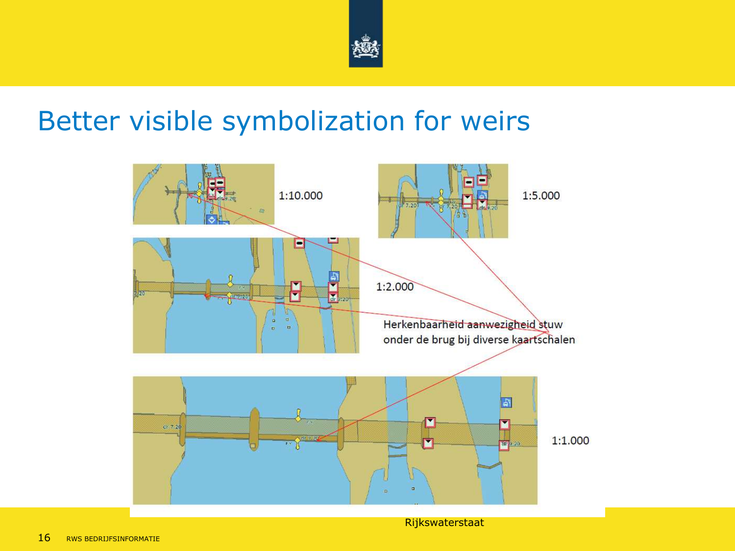# Better visible symbolization for weirs

1:10.000

1:5.000

1:2.000

Herkenbaarheid aanwezigheid stuw onder de brug bij diverse kaartschalen

1:1.000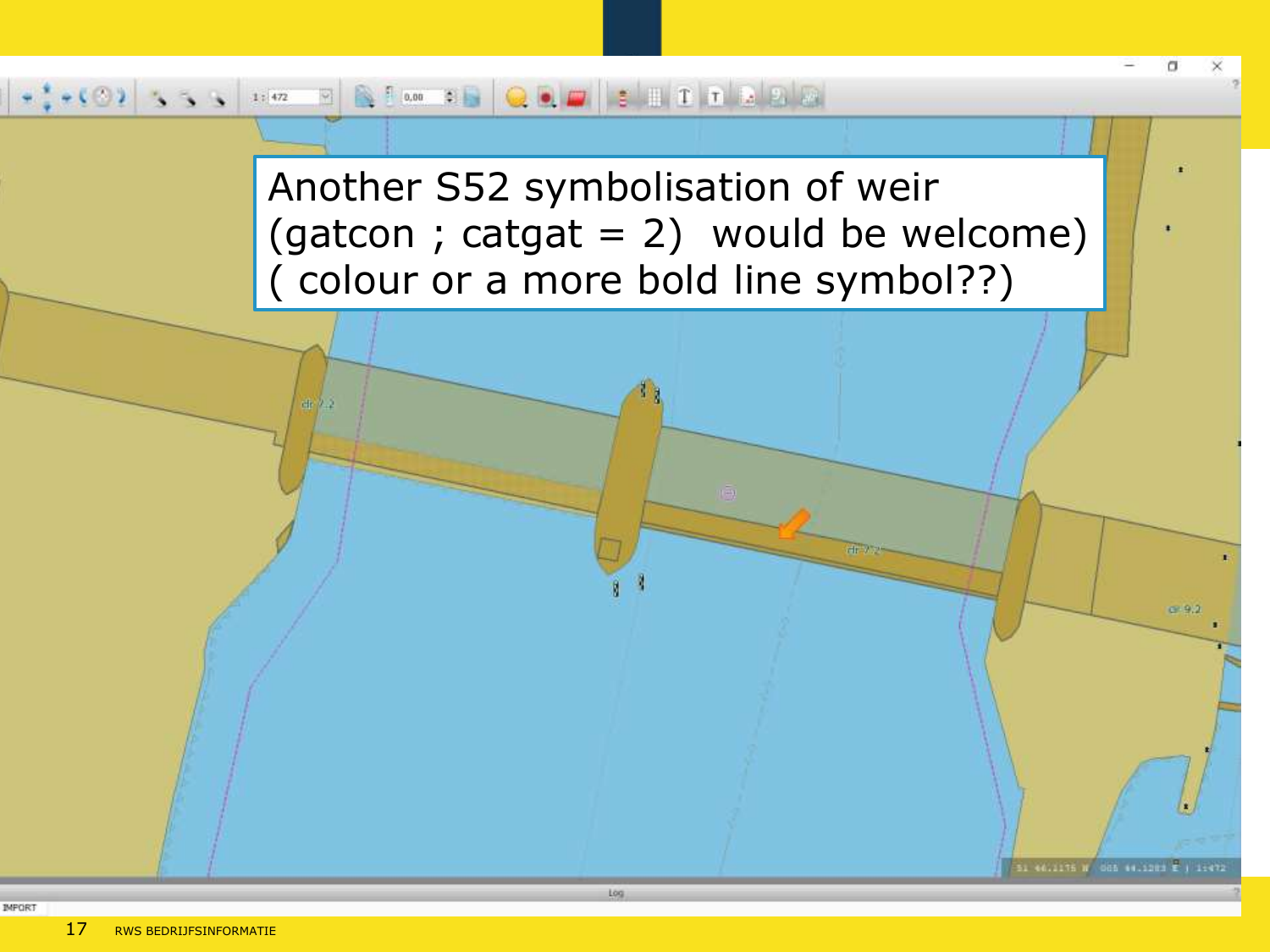Another S52 symbolisation of weir (gatcon ; catgat = 2) would be welcome) ( colour or a more bold line symbol??)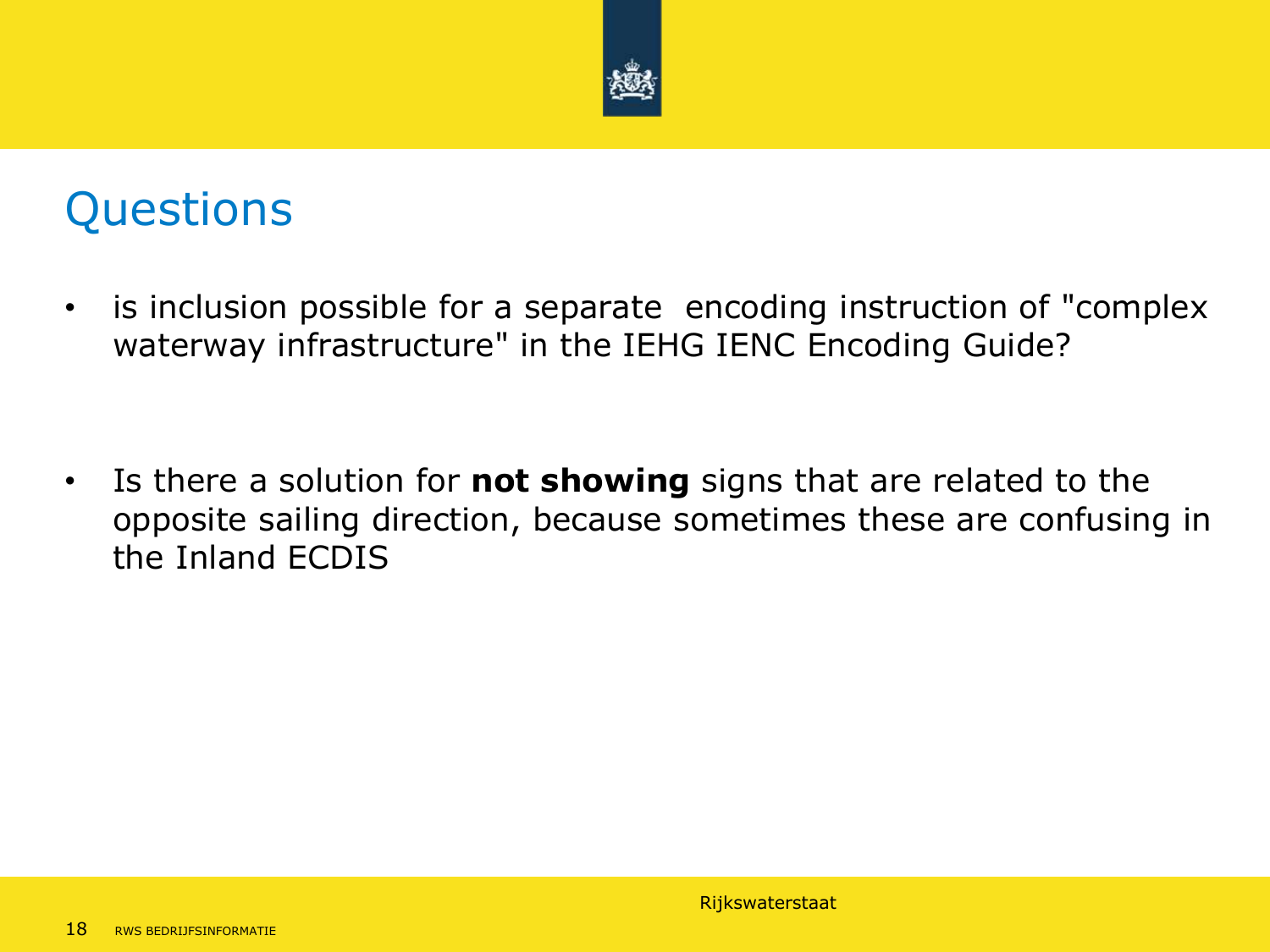# Questions

- is inclusion possible for a separate  encoding instruction of "complex waterway infrastructure" in the IEHG IENC Encoding Guide?

- Is there a solution for **not showing** signs that are related to the opposite sailing direction, because sometimes these are confusing in the Inland ECDIS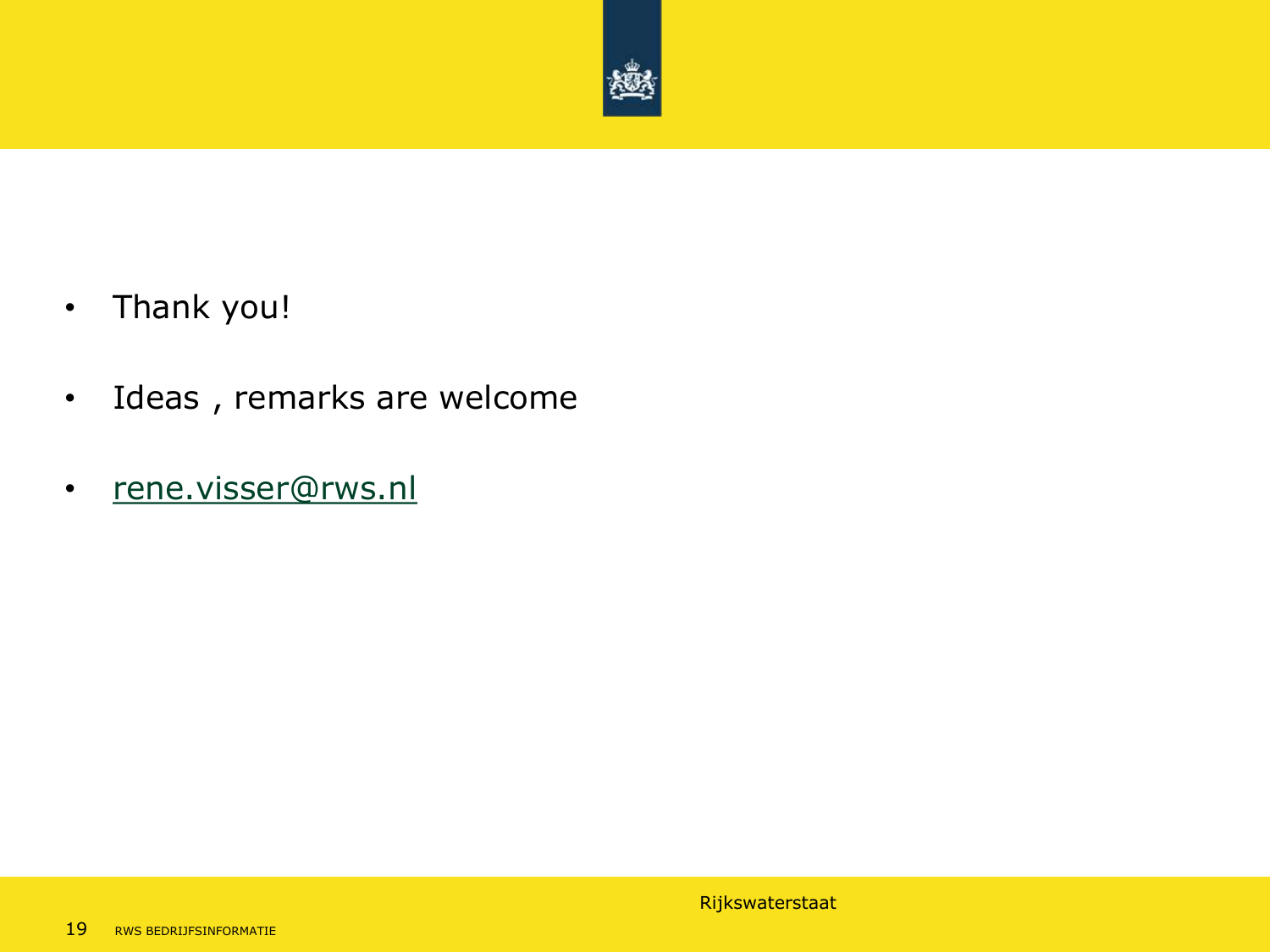- Thank you!
- Ideas , remarks are welcome
- rene.visser@rws.nl